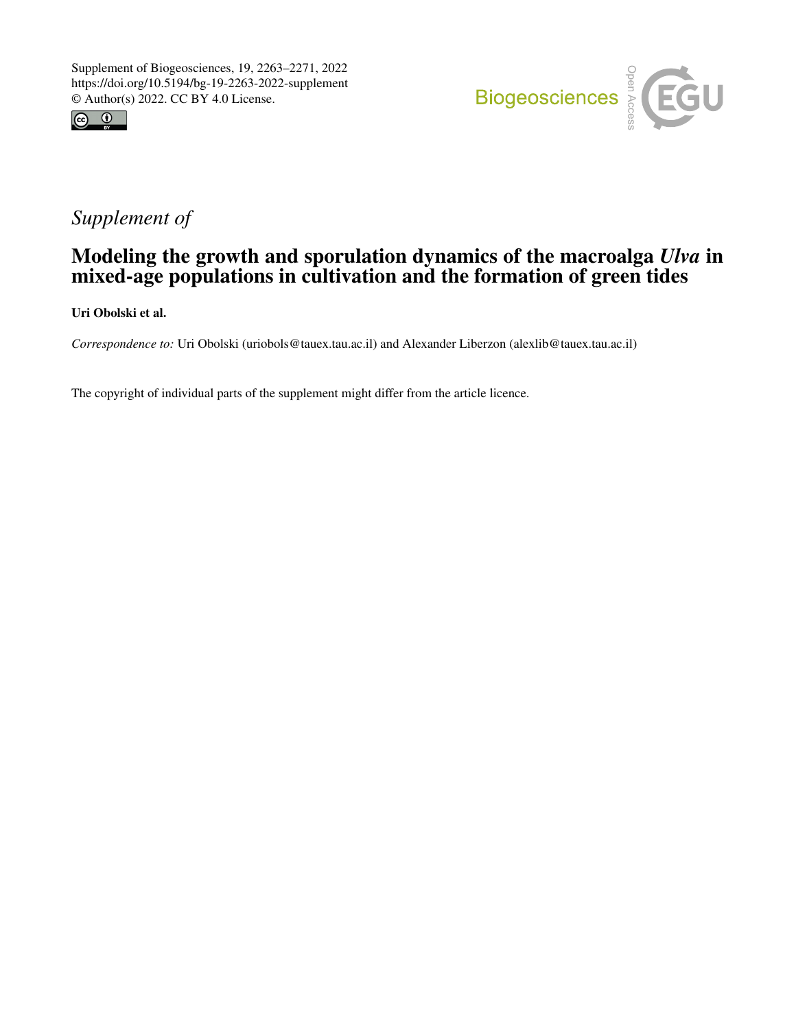Supplement of Biogeosciences, 19, 2263–2271, 2022
https://doi.org/10.5194/bg-19-2263-2022-supplement
© Author(s) 2022. CC BY 4.0 License.

*Supplement of*

# Modeling the growth and sporulation dynamics of the macroalga *Ulva* in mixed-age populations in cultivation and the formation of green tides

**Uri Obolski et al.**

*Correspondence to:* Uri Obolski (uriobols@tauex.tau.ac.il) and Alexander Liberzon (alexlib@tauex.tau.ac.il)

The copyright of individual parts of the supplement might differ from the article licence.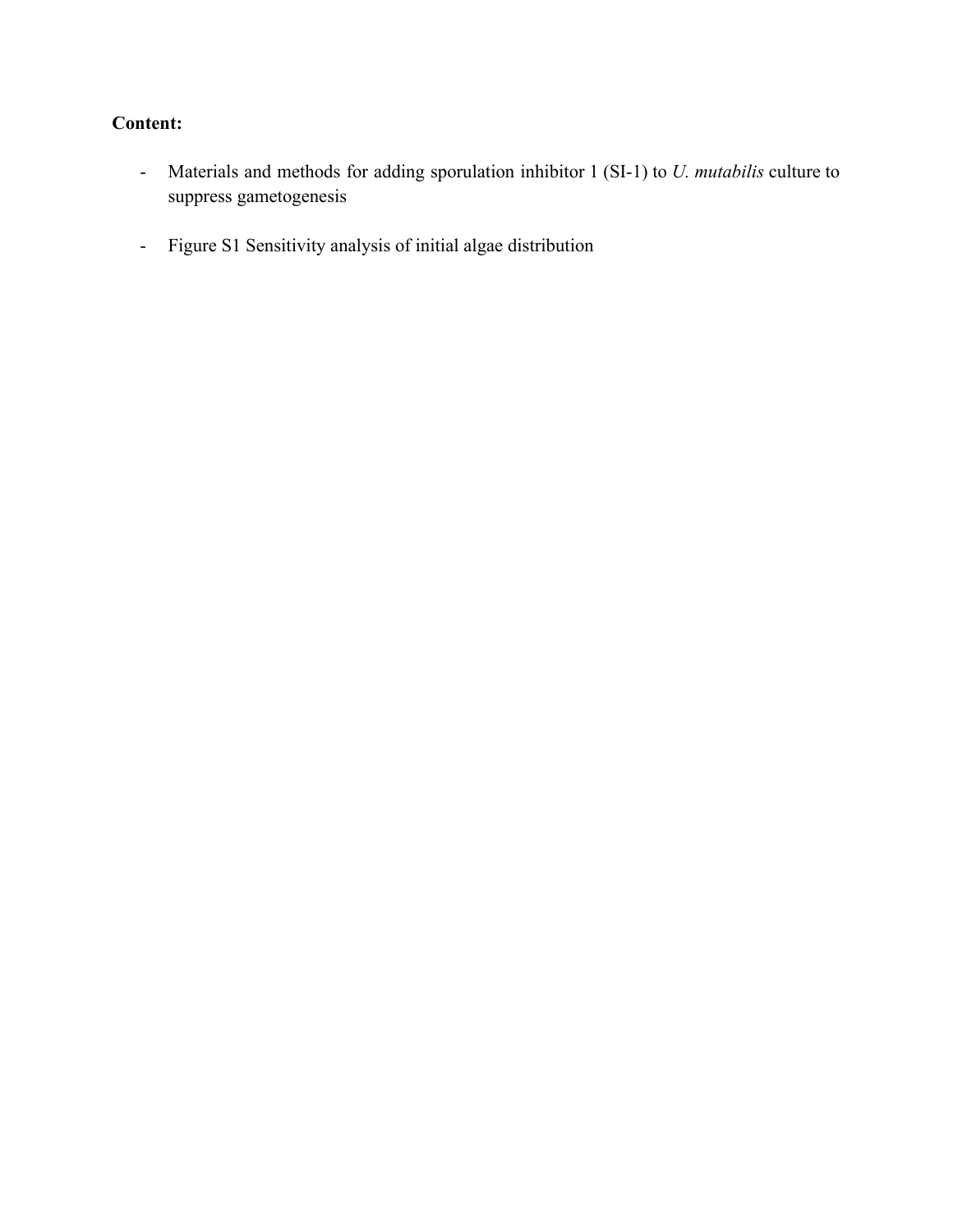**Content:**

- Materials and methods for adding sporulation inhibitor 1 (SI-1) to *U. mutabilis* culture to suppress gametogenesis

- Figure S1 Sensitivity analysis of initial algae distribution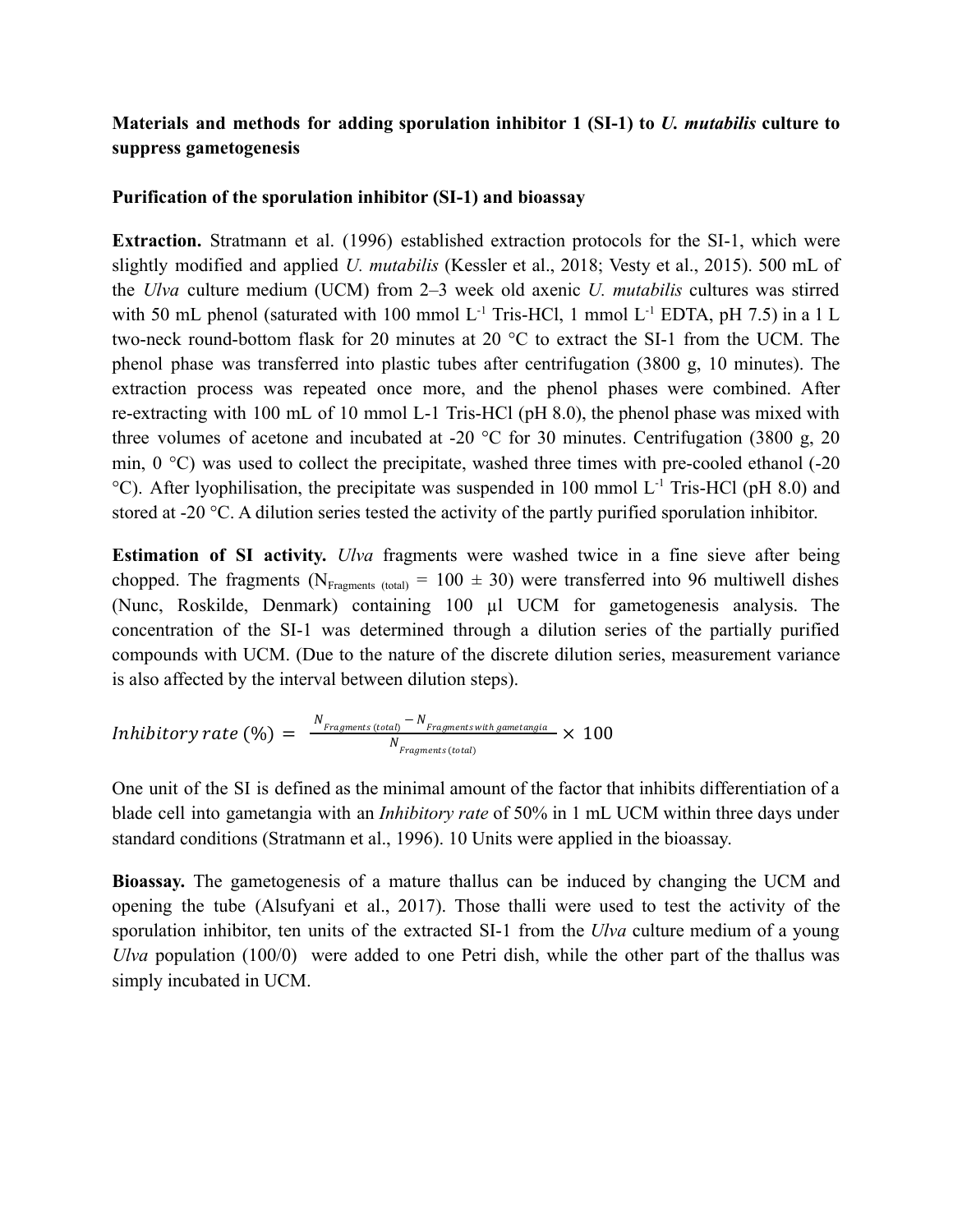**Materials and methods for adding sporulation inhibitor 1 (SI-1) to *U. mutabilis* culture to suppress gametogenesis**

**Purification of the sporulation inhibitor (SI-1) and bioassay**

**Extraction.** Stratmann et al. (1996) established extraction protocols for the SI-1, which were slightly modified and applied *U. mutabilis* (Kessler et al., 2018; Vesty et al., 2015). 500 mL of the *Ulva* culture medium (UCM) from 2–3 week old axenic *U. mutabilis* cultures was stirred with 50 mL phenol (saturated with 100 mmol $L^{-1}$ Tris-HCl, 1 mmol $L^{-1}$ EDTA, pH 7.5) in a 1 L two-neck round-bottom flask for 20 minutes at 20 °C to extract the SI-1 from the UCM. The phenol phase was transferred into plastic tubes after centrifugation (3800 g, 10 minutes). The extraction process was repeated once more, and the phenol phases were combined. After re-extracting with 100 mL of 10 mmol L-1 Tris-HCl (pH 8.0), the phenol phase was mixed with three volumes of acetone and incubated at -20 °C for 30 minutes. Centrifugation (3800 g, 20 min, 0 °C) was used to collect the precipitate, washed three times with pre-cooled ethanol (-20 °C). After lyophilisation, the precipitate was suspended in 100 mmol $L^{-1}$ Tris-HCl (pH 8.0) and stored at -20 °C. A dilution series tested the activity of the partly purified sporulation inhibitor.

**Estimation of SI activity.** *Ulva* fragments were washed twice in a fine sieve after being chopped. The fragments ($N_{Fragments\ (total)} = 100 \pm 30$) were transferred into 96 multiwell dishes (Nunc, Roskilde, Denmark) containing 100 µl UCM for gametogenesis analysis. The concentration of the SI-1 was determined through a dilution series of the partially purified compounds with UCM. (Due to the nature of the discrete dilution series, measurement variance is also affected by the interval between dilution steps).

$$Inhibitory\ rate\ (\%) = \frac{N_{Fragments\ (total)} - N_{Fragments\ with\ gametangia}}{N_{Fragments\ (total)}} \times 100$$

One unit of the SI is defined as the minimal amount of the factor that inhibits differentiation of a blade cell into gametangia with an *Inhibitory rate* of 50% in 1 mL UCM within three days under standard conditions (Stratmann et al., 1996). 10 Units were applied in the bioassay.

**Bioassay.** The gametogenesis of a mature thallus can be induced by changing the UCM and opening the tube (Alsufyani et al., 2017). Those thalli were used to test the activity of the sporulation inhibitor, ten units of the extracted SI-1 from the *Ulva* culture medium of a young *Ulva* population (100/0) were added to one Petri dish, while the other part of the thallus was simply incubated in UCM.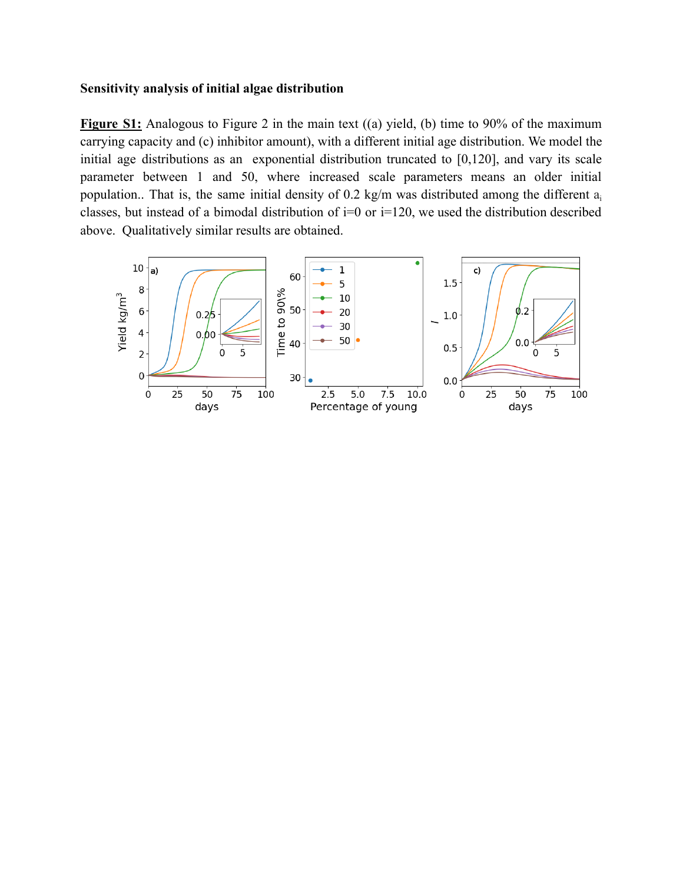**Sensitivity analysis of initial algae distribution**

**Figure S1:** Analogous to Figure 2 in the main text ((a) yield, (b) time to 90% of the maximum carrying capacity and (c) inhibitor amount), with a different initial age distribution. We model the initial age distributions as an exponential distribution truncated to [0,120], and vary its scale parameter between 1 and 50, where increased scale parameters means an older initial population.. That is, the same initial density of 0.2 kg/m was distributed among the different $a_i$ classes, but instead of a bimodal distribution of i=0 or i=120, we used the distribution described above. Qualitatively similar results are obtained.

a)
Yield kg/m$^3$
10
8
6
4
2
0
0
25
50
75
100
days
0.25
0.00
0
5

Time to 90\%
60
50
40
30
2.5
5.0
7.5
10.0
Percentage of young
1
5
10
20
30
50

c)
$I$
1.5
1.0
0.5
0.0
0
25
50
75
100
days
0.2
0.0
0
5